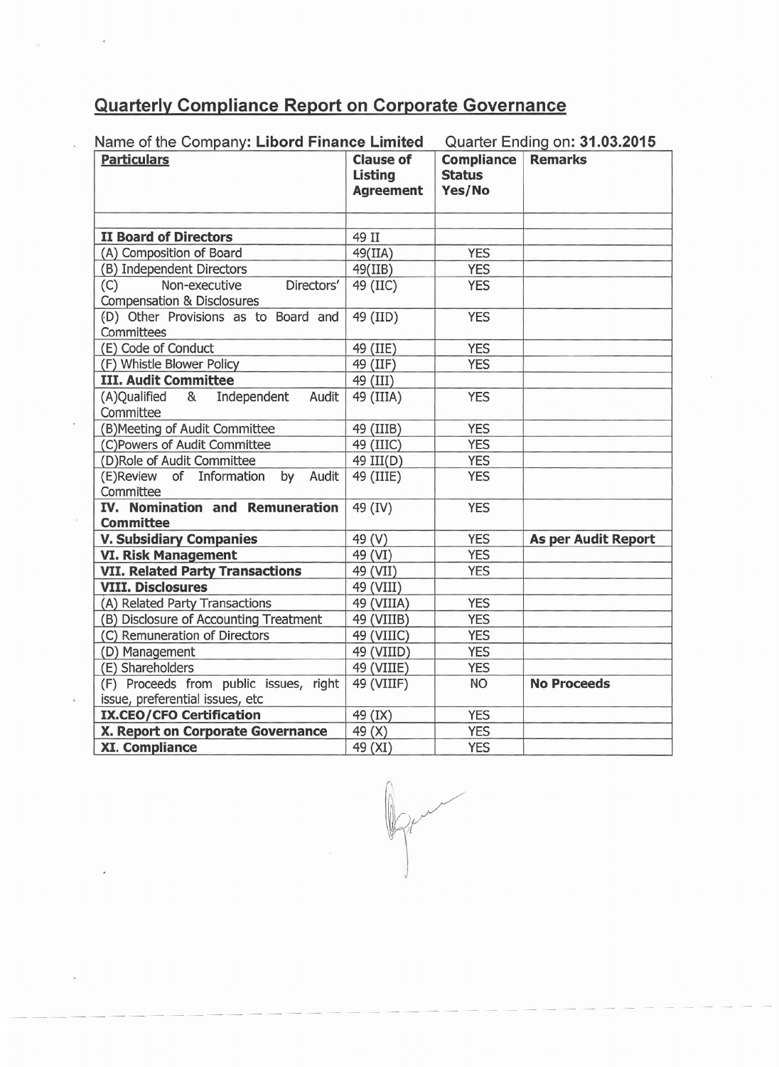## Quarterly Compliance Report on Corporate Governance

Name of the Company: **Libord Finance Limited** Quarter Ending on: **31.03.2015**

| Particulars | Clause of Listing Agreement | Compliance Status Yes/No | Remarks |
|---|---|---|---|
| | | | |
| **II Board of Directors** | 49 II | | |
| (A) Composition of Board | 49(IIA) | YES | |
| (B) Independent Directors | 49(IIB) | YES | |
| (C) Non-executive Directors' Compensation & Disclosures | 49 (IIC) | YES | |
| (D) Other Provisions as to Board and Committees | 49 (IID) | YES | |
| (E) Code of Conduct | 49 (IIE) | YES | |
| (F) Whistle Blower Policy | 49 (IIF) | YES | |
| **III. Audit Committee** | 49 (III) | | |
| (A)Qualified & Independent Audit Committee | 49 (IIIA) | YES | |
| (B)Meeting of Audit Committee | 49 (IIIB) | YES | |
| (C)Powers of Audit Committee | 49 (IIIC) | YES | |
| (D)Role of Audit Committee | 49 III(D) | YES | |
| (E)Review of Information by Audit Committee | 49 (IIIE) | YES | |
| **IV. Nomination and Remuneration Committee** | 49 (IV) | YES | |
| **V. Subsidiary Companies** | 49 (V) | YES | **As per Audit Report** |
| **VI. Risk Management** | 49 (VI) | YES | |
| **VII. Related Party Transactions** | 49 (VII) | YES | |
| **VIII. Disclosures** | 49 (VIII) | | |
| (A) Related Party Transactions | 49 (VIIIA) | YES | |
| (B) Disclosure of Accounting Treatment | 49 (VIIIB) | YES | |
| (C) Remuneration of Directors | 49 (VIIIC) | YES | |
| (D) Management | 49 (VIIID) | YES | |
| (E) Shareholders | 49 (VIIIE) | YES | |
| (F) Proceeds from public issues, right issue, preferential issues, etc | 49 (VIIIF) | NO | **No Proceeds** |
| **IX.CEO/CFO Certification** | 49 (IX) | YES | |
| **X. Report on Corporate Governance** | 49 (X) | YES | |
| **XI. Compliance** | 49 (XI) | YES | |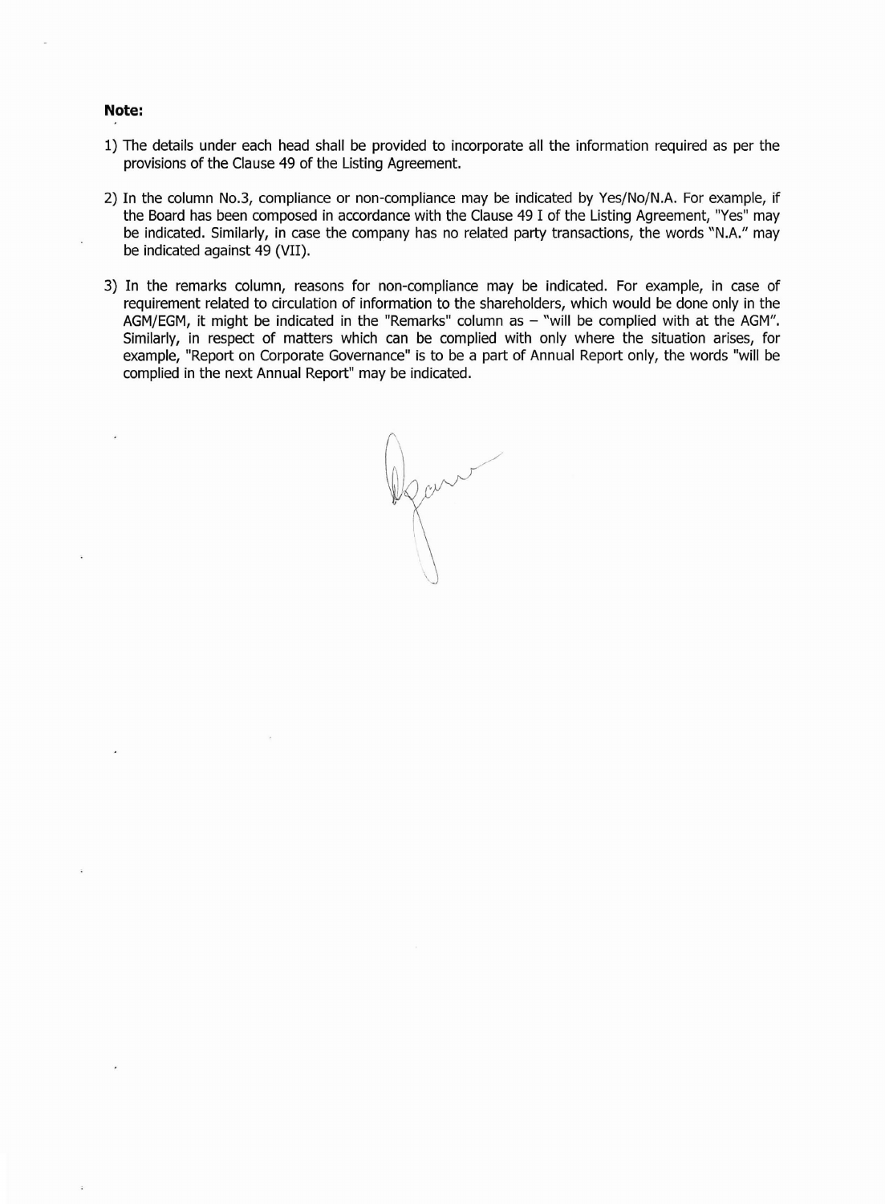**Note:**

1) The details under each head shall be provided to incorporate all the information required as per the provisions of the Clause 49 of the Listing Agreement.

2) In the column No.3, compliance or non-compliance may be indicated by Yes/No/N.A. For example, if the Board has been composed in accordance with the Clause 49 I of the Listing Agreement, "Yes" may be indicated. Similarly, in case the company has no related party transactions, the words "N.A." may be indicated against 49 (VII).

3) In the remarks column, reasons for non-compliance may be indicated. For example, in case of requirement related to circulation of information to the shareholders, which would be done only in the AGM/EGM, it might be indicated in the "Remarks" column as – "will be complied with at the AGM". Similarly, in respect of matters which can be complied with only where the situation arises, for example, "Report on Corporate Governance" is to be a part of Annual Report only, the words "will be complied in the next Annual Report" may be indicated.